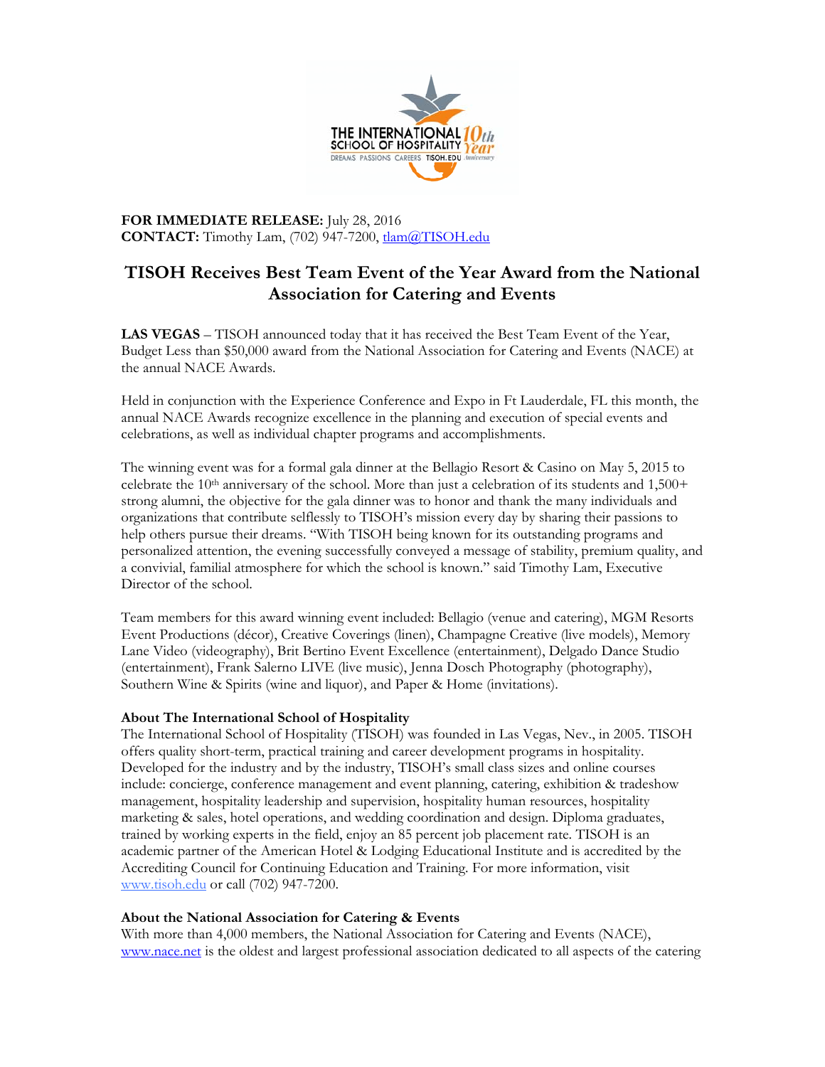**FOR IMMEDIATE RELEASE:** July 28, 2016
**CONTACT:** Timothy Lam, (702) 947-7200, tlam@TISOH.edu

# TISOH Receives Best Team Event of the Year Award from the National Association for Catering and Events

**LAS VEGAS** – TISOH announced today that it has received the Best Team Event of the Year, Budget Less than $50,000 award from the National Association for Catering and Events (NACE) at the annual NACE Awards.

Held in conjunction with the Experience Conference and Expo in Ft Lauderdale, FL this month, the annual NACE Awards recognize excellence in the planning and execution of special events and celebrations, as well as individual chapter programs and accomplishments.

The winning event was for a formal gala dinner at the Bellagio Resort & Casino on May 5, 2015 to celebrate the 10th anniversary of the school. More than just a celebration of its students and 1,500+ strong alumni, the objective for the gala dinner was to honor and thank the many individuals and organizations that contribute selflessly to TISOH's mission every day by sharing their passions to help others pursue their dreams. "With TISOH being known for its outstanding programs and personalized attention, the evening successfully conveyed a message of stability, premium quality, and a convivial, familial atmosphere for which the school is known." said Timothy Lam, Executive Director of the school.

Team members for this award winning event included: Bellagio (venue and catering), MGM Resorts Event Productions (décor), Creative Coverings (linen), Champagne Creative (live models), Memory Lane Video (videography), Brit Bertino Event Excellence (entertainment), Delgado Dance Studio (entertainment), Frank Salerno LIVE (live music), Jenna Dosch Photography (photography), Southern Wine & Spirits (wine and liquor), and Paper & Home (invitations).

**About The International School of Hospitality**
The International School of Hospitality (TISOH) was founded in Las Vegas, Nev., in 2005. TISOH offers quality short-term, practical training and career development programs in hospitality. Developed for the industry and by the industry, TISOH's small class sizes and online courses include: concierge, conference management and event planning, catering, exhibition & tradeshow management, hospitality leadership and supervision, hospitality human resources, hospitality marketing & sales, hotel operations, and wedding coordination and design. Diploma graduates, trained by working experts in the field, enjoy an 85 percent job placement rate. TISOH is an academic partner of the American Hotel & Lodging Educational Institute and is accredited by the Accrediting Council for Continuing Education and Training. For more information, visit www.tisoh.edu or call (702) 947-7200.

**About the National Association for Catering & Events**
With more than 4,000 members, the National Association for Catering and Events (NACE), www.nace.net is the oldest and largest professional association dedicated to all aspects of the catering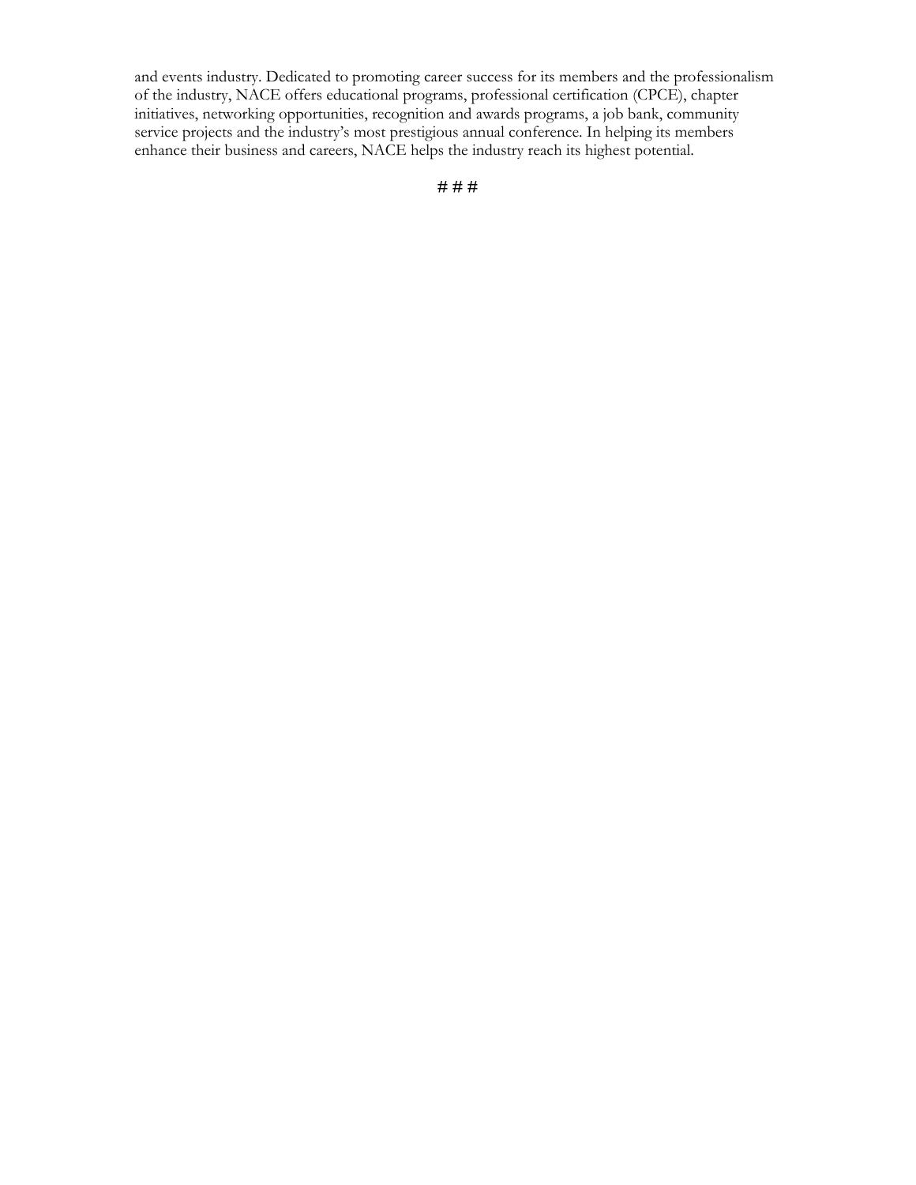and events industry. Dedicated to promoting career success for its members and the professionalism of the industry, NACE offers educational programs, professional certification (CPCE), chapter initiatives, networking opportunities, recognition and awards programs, a job bank, community service projects and the industry's most prestigious annual conference. In helping its members enhance their business and careers, NACE helps the industry reach its highest potential.

# # #